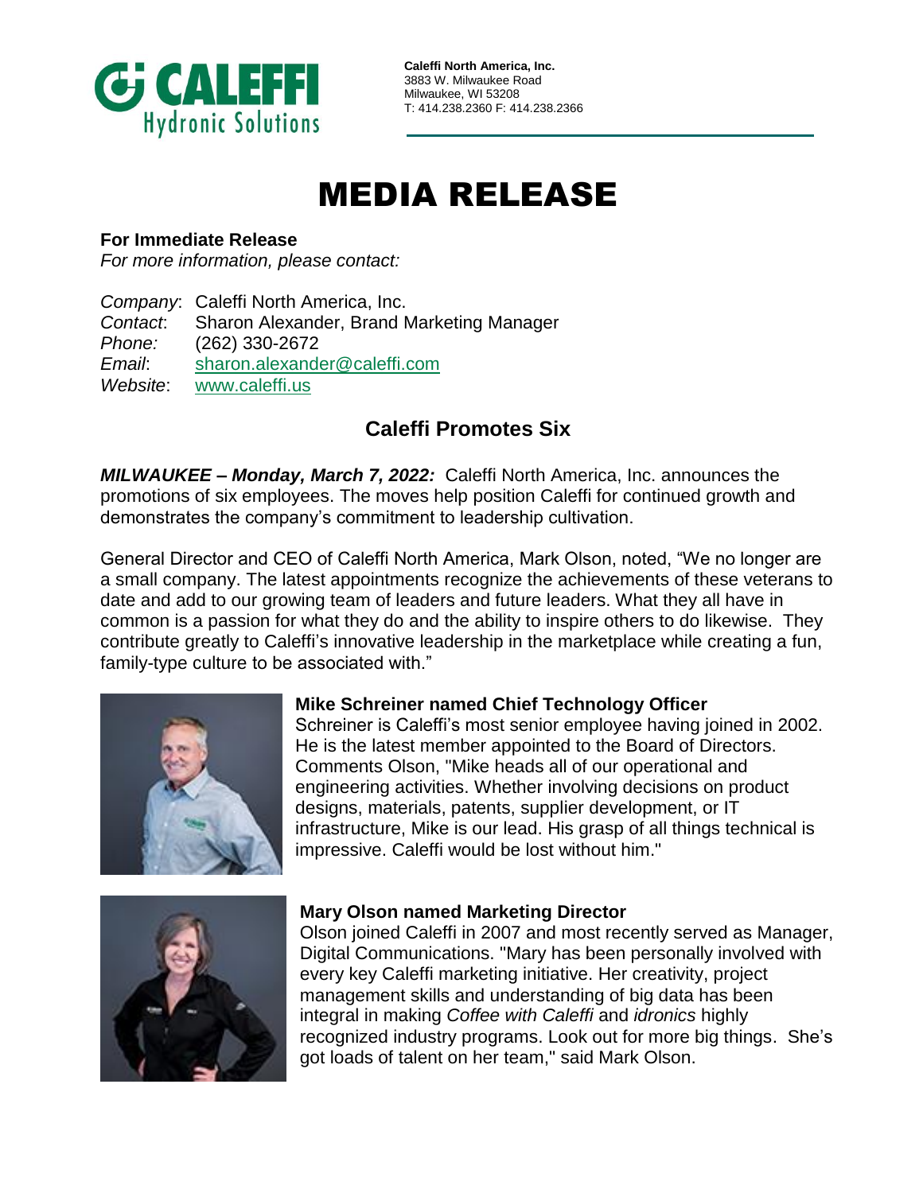**Caleffi North America, Inc.**
3883 W. Milwaukee Road
Milwaukee, WI 53208
T: 414.238.2360 F: 414.238.2366

# MEDIA RELEASE

**For Immediate Release**
*For more information, please contact:*

*Company*: Caleffi North America, Inc.
*Contact*: Sharon Alexander, Brand Marketing Manager
*Phone:* (262) 330-2672
*Email*: sharon.alexander@caleffi.com
*Website*: www.caleffi.us

## Caleffi Promotes Six

***MILWAUKEE – Monday, March 7, 2022:*** Caleffi North America, Inc. announces the promotions of six employees. The moves help position Caleffi for continued growth and demonstrates the company's commitment to leadership cultivation.

General Director and CEO of Caleffi North America, Mark Olson, noted, "We no longer are a small company. The latest appointments recognize the achievements of these veterans to date and add to our growing team of leaders and future leaders. What they all have in common is a passion for what they do and the ability to inspire others to do likewise. They contribute greatly to Caleffi's innovative leadership in the marketplace while creating a fun, family-type culture to be associated with."

**Mike Schreiner named Chief Technology Officer**
Schreiner is Caleffi's most senior employee having joined in 2002. He is the latest member appointed to the Board of Directors. Comments Olson, "Mike heads all of our operational and engineering activities. Whether involving decisions on product designs, materials, patents, supplier development, or IT infrastructure, Mike is our lead. His grasp of all things technical is impressive. Caleffi would be lost without him."

**Mary Olson named Marketing Director**
Olson joined Caleffi in 2007 and most recently served as Manager, Digital Communications. "Mary has been personally involved with every key Caleffi marketing initiative. Her creativity, project management skills and understanding of big data has been integral in making *Coffee with Caleffi* and *idronics* highly recognized industry programs. Look out for more big things. She's got loads of talent on her team," said Mark Olson.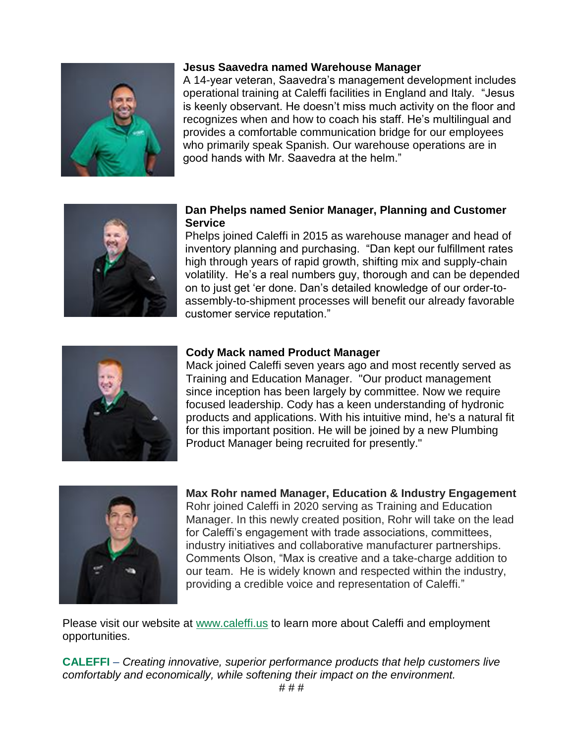**Jesus Saavedra named Warehouse Manager**

A 14-year veteran, Saavedra's management development includes operational training at Caleffi facilities in England and Italy. "Jesus is keenly observant. He doesn't miss much activity on the floor and recognizes when and how to coach his staff. He's multilingual and provides a comfortable communication bridge for our employees who primarily speak Spanish. Our warehouse operations are in good hands with Mr. Saavedra at the helm."

**Dan Phelps named Senior Manager, Planning and Customer Service**

Phelps joined Caleffi in 2015 as warehouse manager and head of inventory planning and purchasing. "Dan kept our fulfillment rates high through years of rapid growth, shifting mix and supply-chain volatility. He's a real numbers guy, thorough and can be depended on to just get 'er done. Dan's detailed knowledge of our order-to-assembly-to-shipment processes will benefit our already favorable customer service reputation."

**Cody Mack named Product Manager**

Mack joined Caleffi seven years ago and most recently served as Training and Education Manager. "Our product management since inception has been largely by committee. Now we require focused leadership. Cody has a keen understanding of hydronic products and applications. With his intuitive mind, he's a natural fit for this important position. He will be joined by a new Plumbing Product Manager being recruited for presently."

**Max Rohr named Manager, Education & Industry Engagement**

Rohr joined Caleffi in 2020 serving as Training and Education Manager. In this newly created position, Rohr will take on the lead for Caleffi's engagement with trade associations, committees, industry initiatives and collaborative manufacturer partnerships. Comments Olson, "Max is creative and a take-charge addition to our team. He is widely known and respected within the industry, providing a credible voice and representation of Caleffi."

Please visit our website at www.caleffi.us to learn more about Caleffi and employment opportunities.

**CALEFFI** – *Creating innovative, superior performance products that help customers live comfortably and economically, while softening their impact on the environment.*

# # #